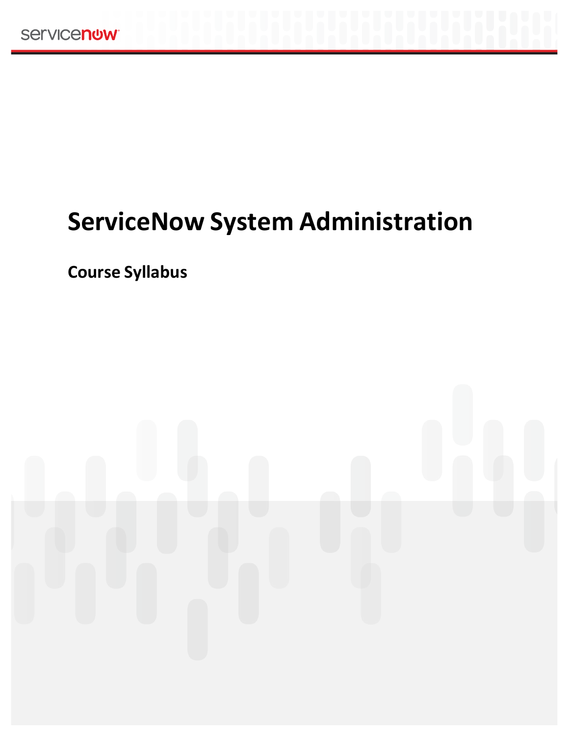# ServiceNow System Administration

## Course Syllabus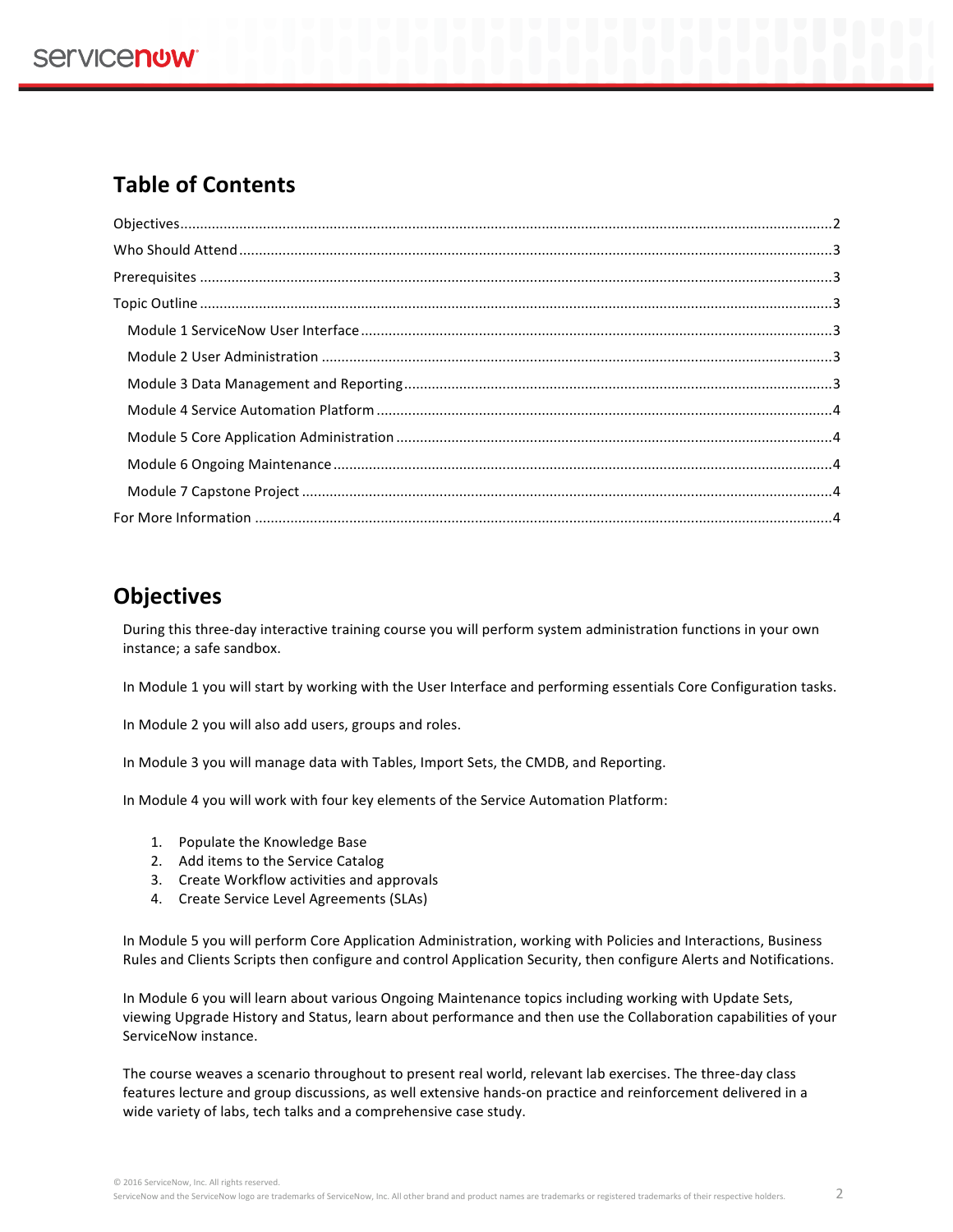## Table of Contents

Objectives....................................................................................................................................................2
Who Should Attend......................................................................................................................................3
Prerequisites ................................................................................................................................................3
Topic Outline ................................................................................................................................................3
- Module 1 ServiceNow User Interface........................................................................................................3
- Module 2 User Administration ..................................................................................................................3
- Module 3 Data Management and Reporting.............................................................................................3
- Module 4 Service Automation Platform ....................................................................................................4
- Module 5 Core Application Administration ..............................................................................................4
- Module 6 Ongoing Maintenance...............................................................................................................4
- Module 7 Capstone Project .......................................................................................................................4

For More Information ..................................................................................................................................4

## Objectives

During this three-day interactive training course you will perform system administration functions in your own instance; a safe sandbox.

In Module 1 you will start by working with the User Interface and performing essentials Core Configuration tasks.

In Module 2 you will also add users, groups and roles.

In Module 3 you will manage data with Tables, Import Sets, the CMDB, and Reporting.

In Module 4 you will work with four key elements of the Service Automation Platform:

1. Populate the Knowledge Base
2. Add items to the Service Catalog
3. Create Workflow activities and approvals
4. Create Service Level Agreements (SLAs)

In Module 5 you will perform Core Application Administration, working with Policies and Interactions, Business Rules and Clients Scripts then configure and control Application Security, then configure Alerts and Notifications.

In Module 6 you will learn about various Ongoing Maintenance topics including working with Update Sets, viewing Upgrade History and Status, learn about performance and then use the Collaboration capabilities of your ServiceNow instance.

The course weaves a scenario throughout to present real world, relevant lab exercises. The three-day class features lecture and group discussions, as well extensive hands-on practice and reinforcement delivered in a wide variety of labs, tech talks and a comprehensive case study.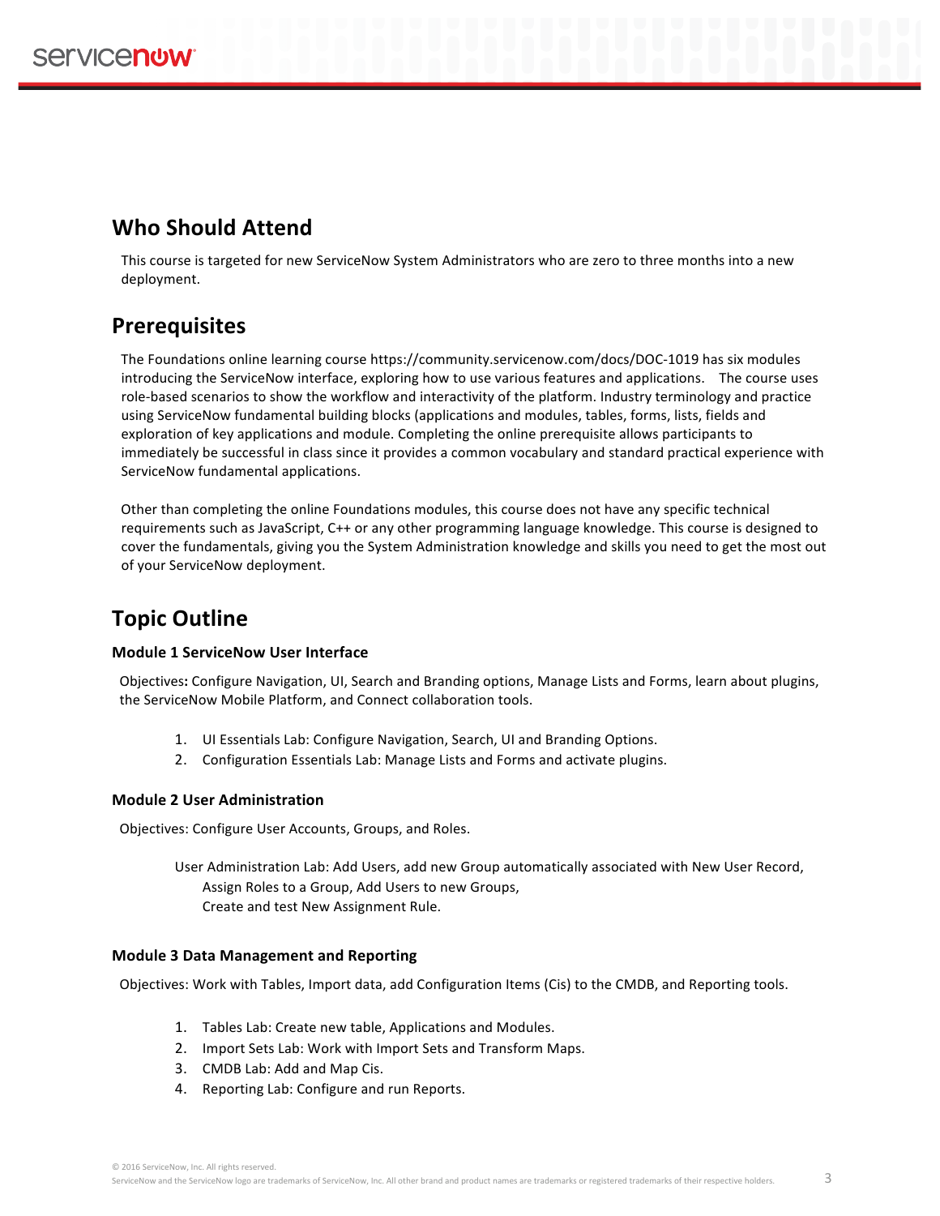## Who Should Attend

This course is targeted for new ServiceNow System Administrators who are zero to three months into a new deployment.

## Prerequisites

The Foundations online learning course https://community.servicenow.com/docs/DOC-1019 has six modules introducing the ServiceNow interface, exploring how to use various features and applications. The course uses role-based scenarios to show the workflow and interactivity of the platform. Industry terminology and practice using ServiceNow fundamental building blocks (applications and modules, tables, forms, lists, fields and exploration of key applications and module. Completing the online prerequisite allows participants to immediately be successful in class since it provides a common vocabulary and standard practical experience with ServiceNow fundamental applications.

Other than completing the online Foundations modules, this course does not have any specific technical requirements such as JavaScript, C++ or any other programming language knowledge. This course is designed to cover the fundamentals, giving you the System Administration knowledge and skills you need to get the most out of your ServiceNow deployment.

## Topic Outline

### Module 1 ServiceNow User Interface

Objectives**:** Configure Navigation, UI, Search and Branding options, Manage Lists and Forms, learn about plugins, the ServiceNow Mobile Platform, and Connect collaboration tools.

1. UI Essentials Lab: Configure Navigation, Search, UI and Branding Options.
2. Configuration Essentials Lab: Manage Lists and Forms and activate plugins.

### Module 2 User Administration

Objectives: Configure User Accounts, Groups, and Roles.

User Administration Lab: Add Users, add new Group automatically associated with New User Record,
Assign Roles to a Group, Add Users to new Groups,
Create and test New Assignment Rule.

### Module 3 Data Management and Reporting

Objectives: Work with Tables, Import data, add Configuration Items (Cis) to the CMDB, and Reporting tools.

1. Tables Lab: Create new table, Applications and Modules.
2. Import Sets Lab: Work with Import Sets and Transform Maps.
3. CMDB Lab: Add and Map Cis.
4. Reporting Lab: Configure and run Reports.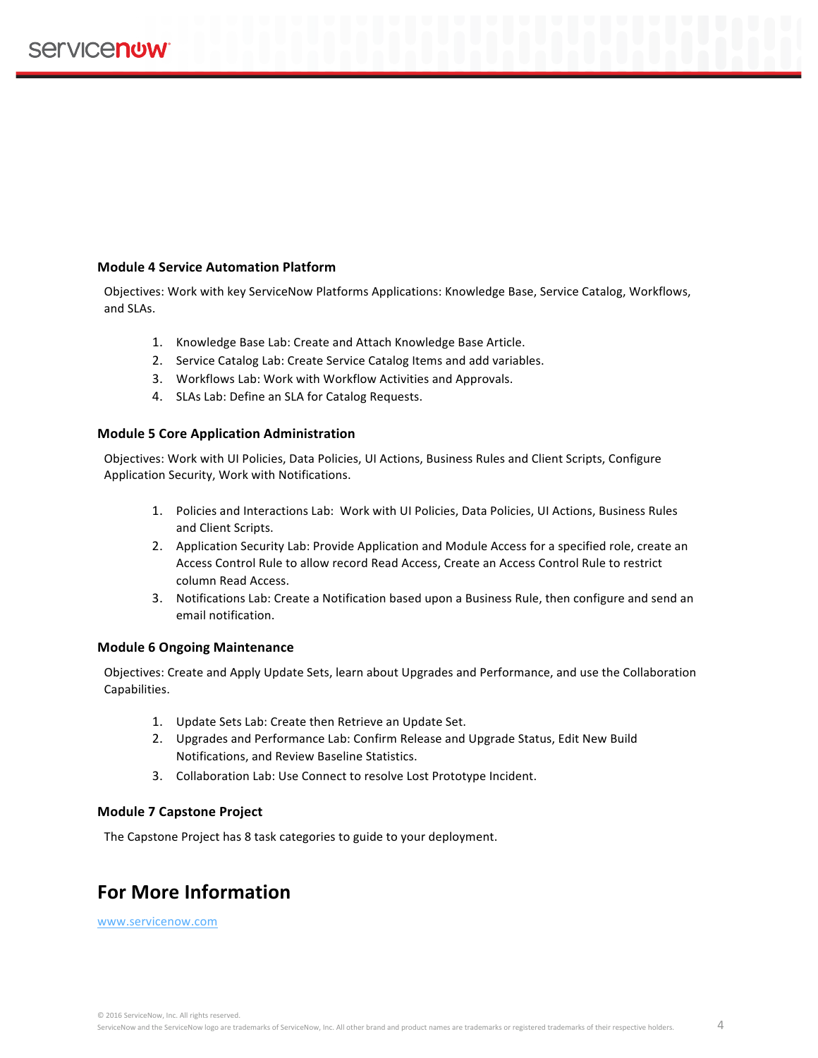### Module 4 Service Automation Platform

Objectives: Work with key ServiceNow Platforms Applications: Knowledge Base, Service Catalog, Workflows, and SLAs.

1. Knowledge Base Lab: Create and Attach Knowledge Base Article.
2. Service Catalog Lab: Create Service Catalog Items and add variables.
3. Workflows Lab: Work with Workflow Activities and Approvals.
4. SLAs Lab: Define an SLA for Catalog Requests.

### Module 5 Core Application Administration

Objectives: Work with UI Policies, Data Policies, UI Actions, Business Rules and Client Scripts, Configure Application Security, Work with Notifications.

1. Policies and Interactions Lab: Work with UI Policies, Data Policies, UI Actions, Business Rules and Client Scripts.
2. Application Security Lab: Provide Application and Module Access for a specified role, create an Access Control Rule to allow record Read Access, Create an Access Control Rule to restrict column Read Access.
3. Notifications Lab: Create a Notification based upon a Business Rule, then configure and send an email notification.

### Module 6 Ongoing Maintenance

Objectives: Create and Apply Update Sets, learn about Upgrades and Performance, and use the Collaboration Capabilities.

1. Update Sets Lab: Create then Retrieve an Update Set.
2. Upgrades and Performance Lab: Confirm Release and Upgrade Status, Edit New Build Notifications, and Review Baseline Statistics.
3. Collaboration Lab: Use Connect to resolve Lost Prototype Incident.

### Module 7 Capstone Project

The Capstone Project has 8 task categories to guide to your deployment.

## For More Information

www.servicenow.com

© 2016 ServiceNow, Inc. All rights reserved.
ServiceNow and the ServiceNow logo are trademarks of ServiceNow, Inc. All other brand and product names are trademarks or registered trademarks of their respective holders.